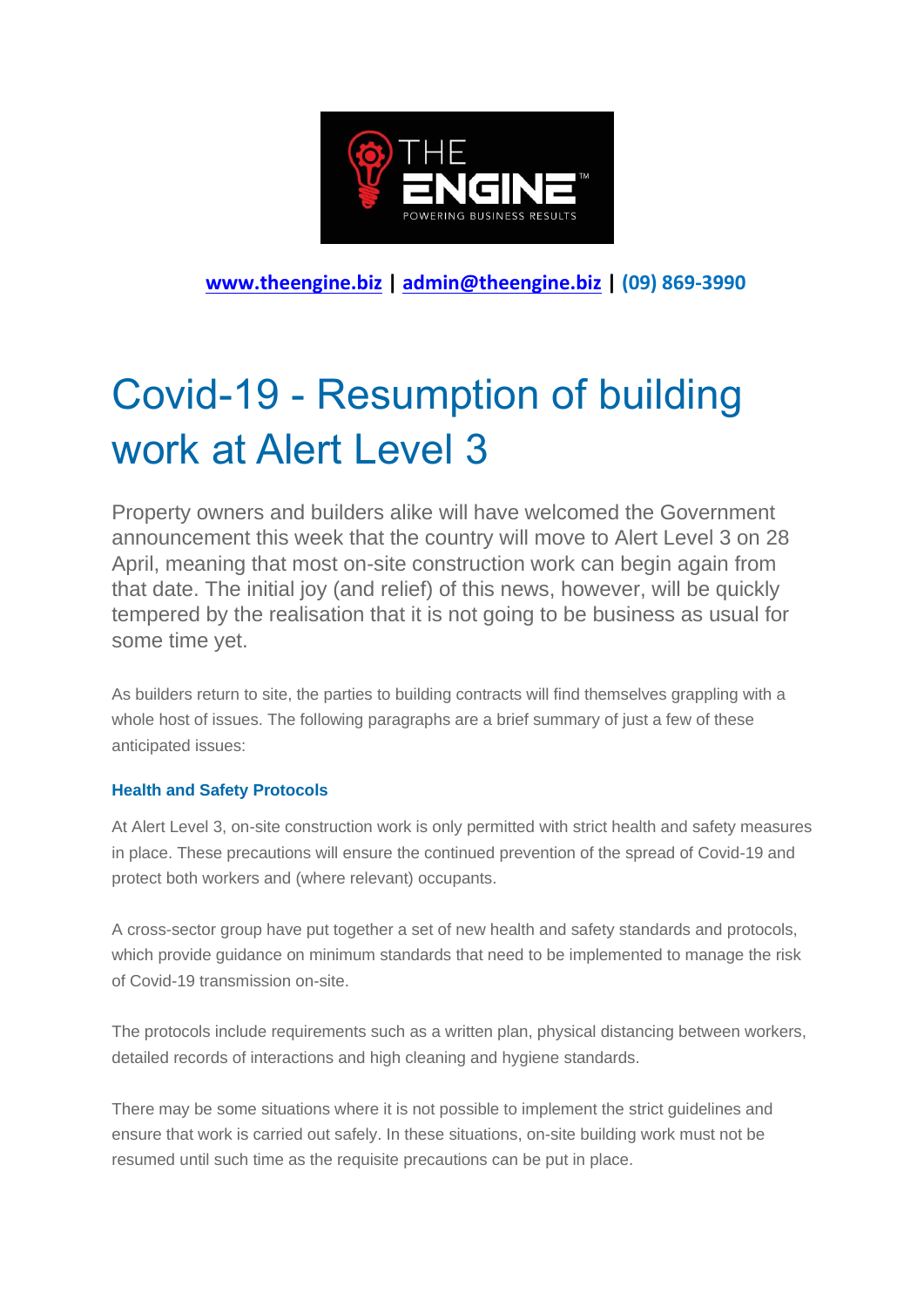THE ENGINE™
POWERING BUSINESS RESULTS

**www.theengine.biz | admin@theengine.biz | (09) 869-3990**

# Covid-19 - Resumption of building work at Alert Level 3

Property owners and builders alike will have welcomed the Government announcement this week that the country will move to Alert Level 3 on 28 April, meaning that most on-site construction work can begin again from that date. The initial joy (and relief) of this news, however, will be quickly tempered by the realisation that it is not going to be business as usual for some time yet.

As builders return to site, the parties to building contracts will find themselves grappling with a whole host of issues. The following paragraphs are a brief summary of just a few of these anticipated issues:

### Health and Safety Protocols

At Alert Level 3, on-site construction work is only permitted with strict health and safety measures in place. These precautions will ensure the continued prevention of the spread of Covid-19 and protect both workers and (where relevant) occupants.

A cross-sector group have put together a set of new health and safety standards and protocols, which provide guidance on minimum standards that need to be implemented to manage the risk of Covid-19 transmission on-site.

The protocols include requirements such as a written plan, physical distancing between workers, detailed records of interactions and high cleaning and hygiene standards.

There may be some situations where it is not possible to implement the strict guidelines and ensure that work is carried out safely. In these situations, on-site building work must not be resumed until such time as the requisite precautions can be put in place.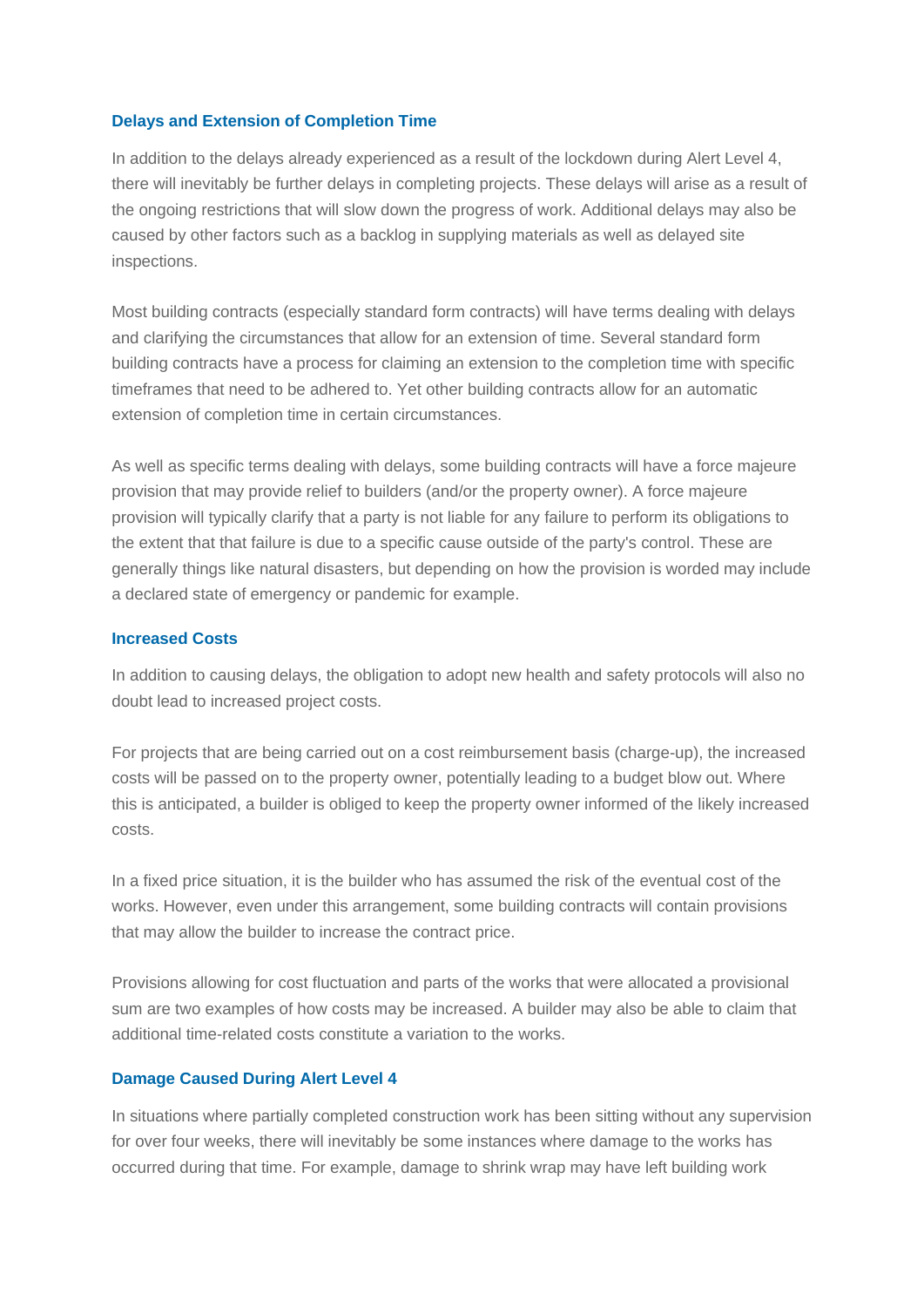### Delays and Extension of Completion Time

In addition to the delays already experienced as a result of the lockdown during Alert Level 4, there will inevitably be further delays in completing projects. These delays will arise as a result of the ongoing restrictions that will slow down the progress of work. Additional delays may also be caused by other factors such as a backlog in supplying materials as well as delayed site inspections.

Most building contracts (especially standard form contracts) will have terms dealing with delays and clarifying the circumstances that allow for an extension of time. Several standard form building contracts have a process for claiming an extension to the completion time with specific timeframes that need to be adhered to. Yet other building contracts allow for an automatic extension of completion time in certain circumstances.

As well as specific terms dealing with delays, some building contracts will have a force majeure provision that may provide relief to builders (and/or the property owner). A force majeure provision will typically clarify that a party is not liable for any failure to perform its obligations to the extent that that failure is due to a specific cause outside of the party's control. These are generally things like natural disasters, but depending on how the provision is worded may include a declared state of emergency or pandemic for example.

### Increased Costs

In addition to causing delays, the obligation to adopt new health and safety protocols will also no doubt lead to increased project costs.

For projects that are being carried out on a cost reimbursement basis (charge-up), the increased costs will be passed on to the property owner, potentially leading to a budget blow out. Where this is anticipated, a builder is obliged to keep the property owner informed of the likely increased costs.

In a fixed price situation, it is the builder who has assumed the risk of the eventual cost of the works. However, even under this arrangement, some building contracts will contain provisions that may allow the builder to increase the contract price.

Provisions allowing for cost fluctuation and parts of the works that were allocated a provisional sum are two examples of how costs may be increased. A builder may also be able to claim that additional time-related costs constitute a variation to the works.

### Damage Caused During Alert Level 4

In situations where partially completed construction work has been sitting without any supervision for over four weeks, there will inevitably be some instances where damage to the works has occurred during that time. For example, damage to shrink wrap may have left building work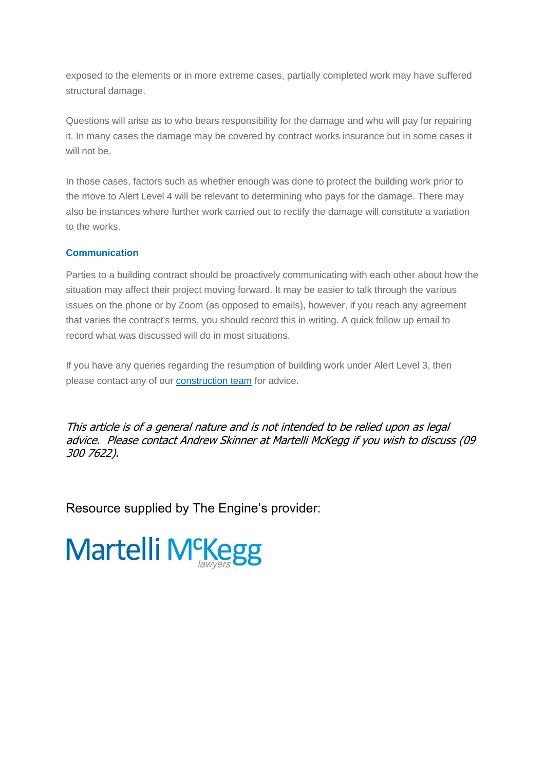exposed to the elements or in more extreme cases, partially completed work may have suffered structural damage.

Questions will arise as to who bears responsibility for the damage and who will pay for repairing it. In many cases the damage may be covered by contract works insurance but in some cases it will not be.

In those cases, factors such as whether enough was done to protect the building work prior to the move to Alert Level 4 will be relevant to determining who pays for the damage. There may also be instances where further work carried out to rectify the damage will constitute a variation to the works.

### Communication

Parties to a building contract should be proactively communicating with each other about how the situation may affect their project moving forward. It may be easier to talk through the various issues on the phone or by Zoom (as opposed to emails), however, if you reach any agreement that varies the contract's terms, you should record this in writing. A quick follow up email to record what was discussed will do in most situations.

If you have any queries regarding the resumption of building work under Alert Level 3, then please contact any of our construction team for advice.

*This article is of a general nature and is not intended to be relied upon as legal advice. Please contact Andrew Skinner at Martelli McKegg if you wish to discuss (09 300 7622).*

Resource supplied by The Engine's provider:

Martelli McKegg lawyers